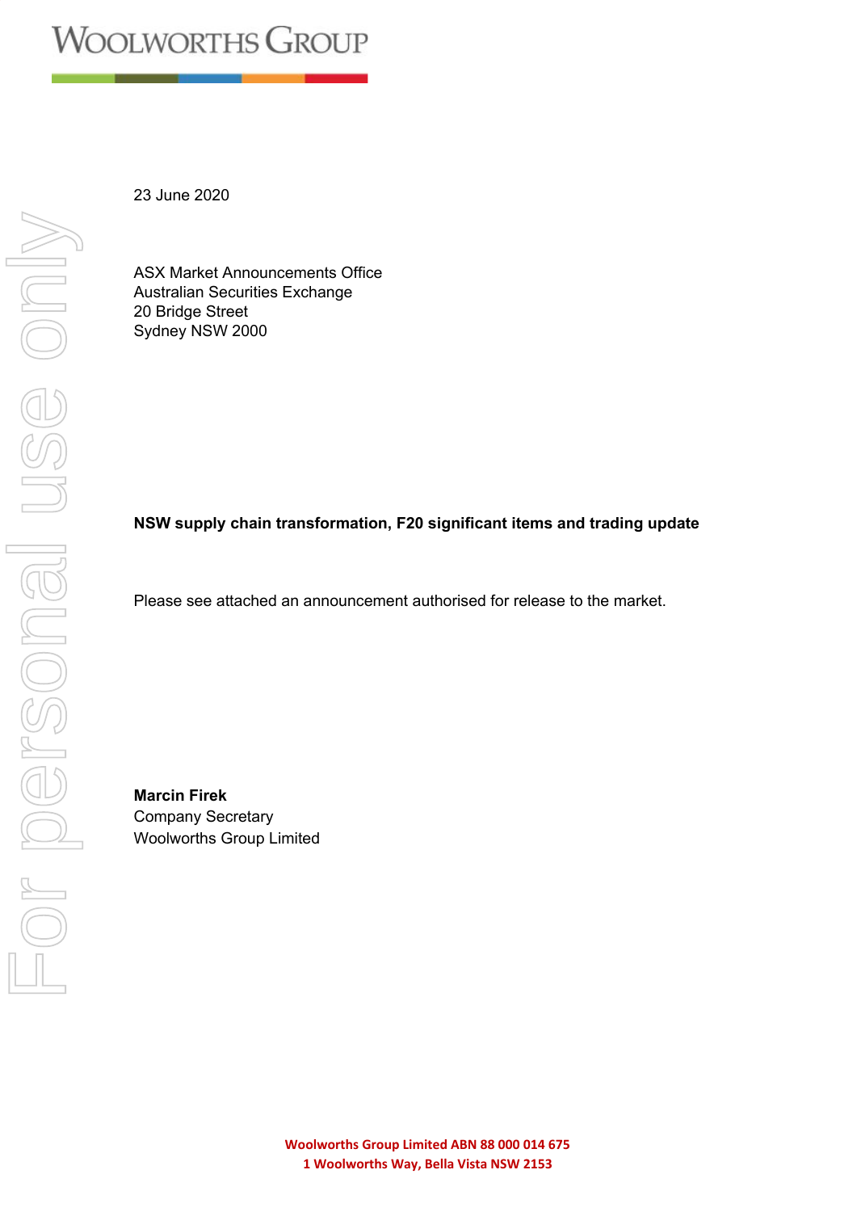# WOOLWORTHS GROUP

23 June 2020

ASX Market Announcements Office
Australian Securities Exchange
20 Bridge Street
Sydney NSW 2000

**NSW supply chain transformation, F20 significant items and trading update**

Please see attached an announcement authorised for release to the market.

**Marcin Firek**
Company Secretary
Woolworths Group Limited

**Woolworths Group Limited ABN 88 000 014 675**
**1 Woolworths Way, Bella Vista NSW 2153**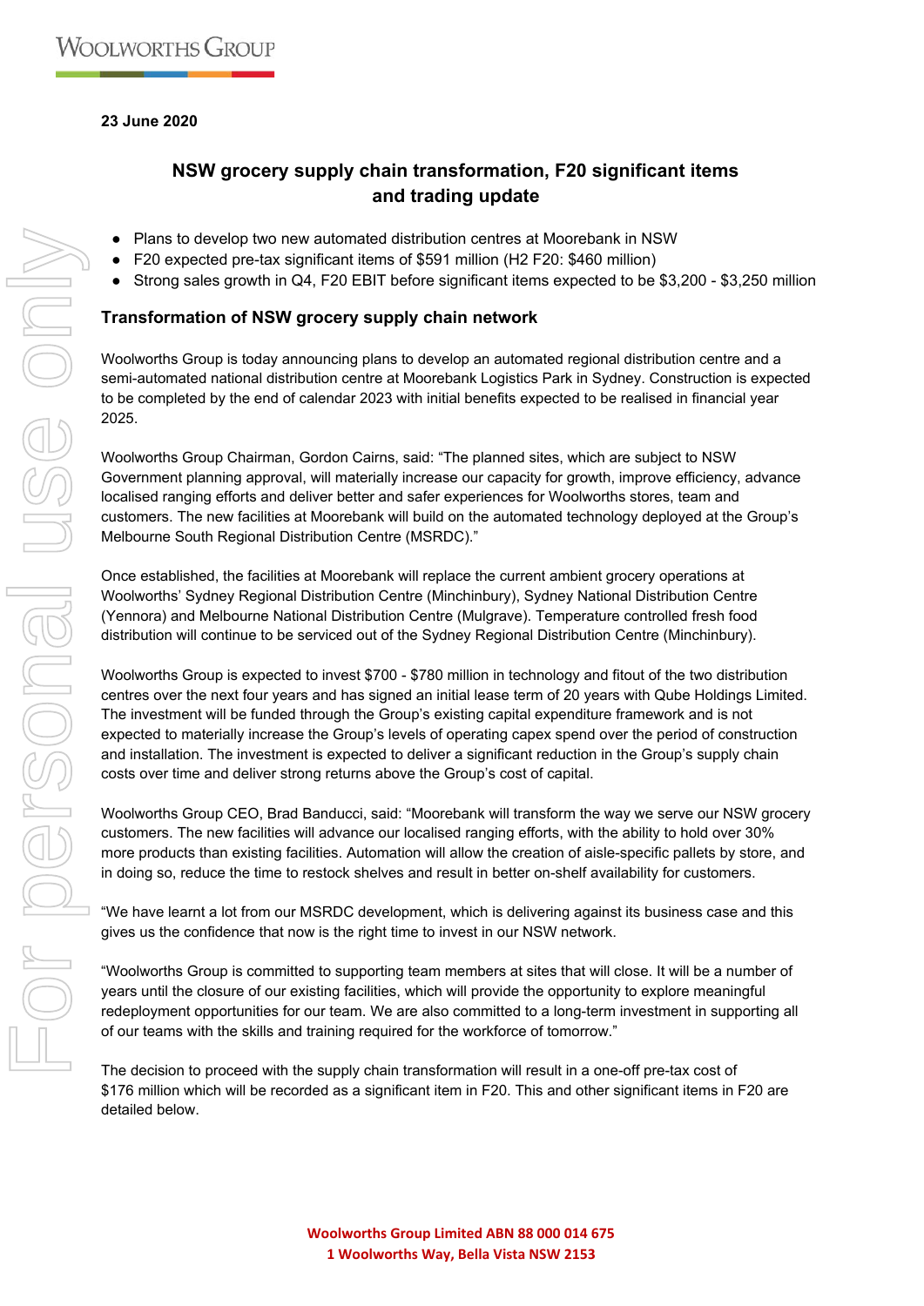23 June 2020

## NSW grocery supply chain transformation, F20 significant items and trading update

- Plans to develop two new automated distribution centres at Moorebank in NSW
- F20 expected pre-tax significant items of $591 million (H2 F20: $460 million)
- Strong sales growth in Q4, F20 EBIT before significant items expected to be $3,200 - $3,250 million

### Transformation of NSW grocery supply chain network

Woolworths Group is today announcing plans to develop an automated regional distribution centre and a semi-automated national distribution centre at Moorebank Logistics Park in Sydney. Construction is expected to be completed by the end of calendar 2023 with initial benefits expected to be realised in financial year 2025.

Woolworths Group Chairman, Gordon Cairns, said: "The planned sites, which are subject to NSW Government planning approval, will materially increase our capacity for growth, improve efficiency, advance localised ranging efforts and deliver better and safer experiences for Woolworths stores, team and customers. The new facilities at Moorebank will build on the automated technology deployed at the Group's Melbourne South Regional Distribution Centre (MSRDC)."

Once established, the facilities at Moorebank will replace the current ambient grocery operations at Woolworths' Sydney Regional Distribution Centre (Minchinbury), Sydney National Distribution Centre (Yennora) and Melbourne National Distribution Centre (Mulgrave). Temperature controlled fresh food distribution will continue to be serviced out of the Sydney Regional Distribution Centre (Minchinbury).

Woolworths Group is expected to invest $700 - $780 million in technology and fitout of the two distribution centres over the next four years and has signed an initial lease term of 20 years with Qube Holdings Limited. The investment will be funded through the Group's existing capital expenditure framework and is not expected to materially increase the Group's levels of operating capex spend over the period of construction and installation. The investment is expected to deliver a significant reduction in the Group's supply chain costs over time and deliver strong returns above the Group's cost of capital.

Woolworths Group CEO, Brad Banducci, said: "Moorebank will transform the way we serve our NSW grocery customers. The new facilities will advance our localised ranging efforts, with the ability to hold over 30% more products than existing facilities. Automation will allow the creation of aisle-specific pallets by store, and in doing so, reduce the time to restock shelves and result in better on-shelf availability for customers.

"We have learnt a lot from our MSRDC development, which is delivering against its business case and this gives us the confidence that now is the right time to invest in our NSW network.

"Woolworths Group is committed to supporting team members at sites that will close. It will be a number of years until the closure of our existing facilities, which will provide the opportunity to explore meaningful redeployment opportunities for our team. We are also committed to a long-term investment in supporting all of our teams with the skills and training required for the workforce of tomorrow."

The decision to proceed with the supply chain transformation will result in a one-off pre-tax cost of $176 million which will be recorded as a significant item in F20. This and other significant items in F20 are detailed below.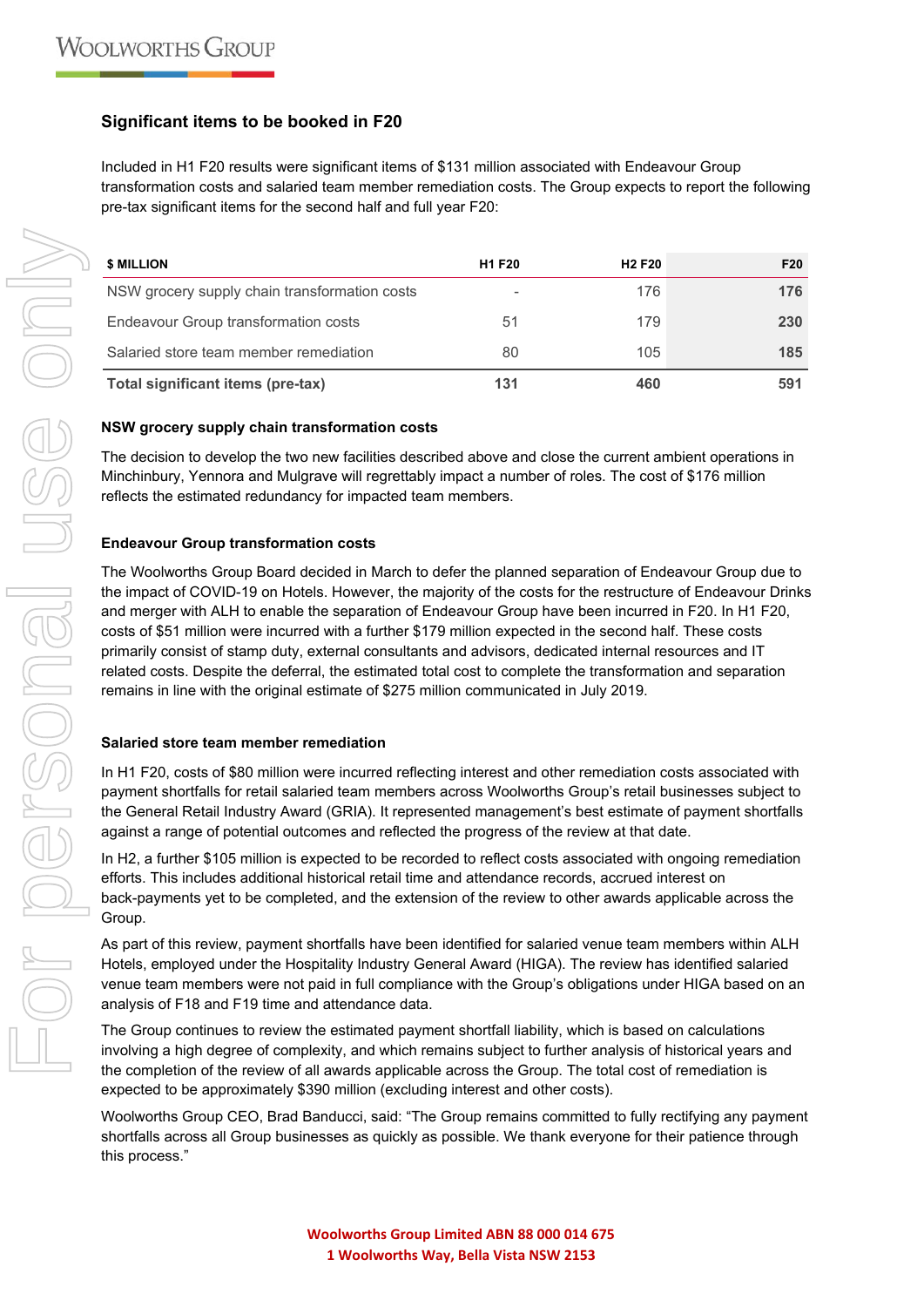## Significant items to be booked in F20

Included in H1 F20 results were significant items of $131 million associated with Endeavour Group transformation costs and salaried team member remediation costs. The Group expects to report the following pre-tax significant items for the second half and full year F20:

| $ MILLION | H1 F20 | H2 F20 | F20 |
|---|---|---|---|
| NSW grocery supply chain transformation costs | - | 176 | **176** |
| Endeavour Group transformation costs | 51 | 179 | **230** |
| Salaried store team member remediation | 80 | 105 | **185** |
| **Total significant items (pre-tax)** | **131** | **460** | **591** |

### NSW grocery supply chain transformation costs

The decision to develop the two new facilities described above and close the current ambient operations in Minchinbury, Yennora and Mulgrave will regrettably impact a number of roles. The cost of $176 million reflects the estimated redundancy for impacted team members.

### Endeavour Group transformation costs

The Woolworths Group Board decided in March to defer the planned separation of Endeavour Group due to the impact of COVID-19 on Hotels. However, the majority of the costs for the restructure of Endeavour Drinks and merger with ALH to enable the separation of Endeavour Group have been incurred in F20. In H1 F20, costs of $51 million were incurred with a further $179 million expected in the second half. These costs primarily consist of stamp duty, external consultants and advisors, dedicated internal resources and IT related costs. Despite the deferral, the estimated total cost to complete the transformation and separation remains in line with the original estimate of $275 million communicated in July 2019.

### Salaried store team member remediation

In H1 F20, costs of $80 million were incurred reflecting interest and other remediation costs associated with payment shortfalls for retail salaried team members across Woolworths Group's retail businesses subject to the General Retail Industry Award (GRIA). It represented management's best estimate of payment shortfalls against a range of potential outcomes and reflected the progress of the review at that date.

In H2, a further $105 million is expected to be recorded to reflect costs associated with ongoing remediation efforts. This includes additional historical retail time and attendance records, accrued interest on back-payments yet to be completed, and the extension of the review to other awards applicable across the Group.

As part of this review, payment shortfalls have been identified for salaried venue team members within ALH Hotels, employed under the Hospitality Industry General Award (HIGA). The review has identified salaried venue team members were not paid in full compliance with the Group's obligations under HIGA based on an analysis of F18 and F19 time and attendance data.

The Group continues to review the estimated payment shortfall liability, which is based on calculations involving a high degree of complexity, and which remains subject to further analysis of historical years and the completion of the review of all awards applicable across the Group. The total cost of remediation is expected to be approximately $390 million (excluding interest and other costs).

Woolworths Group CEO, Brad Banducci, said: "The Group remains committed to fully rectifying any payment shortfalls across all Group businesses as quickly as possible. We thank everyone for their patience through this process."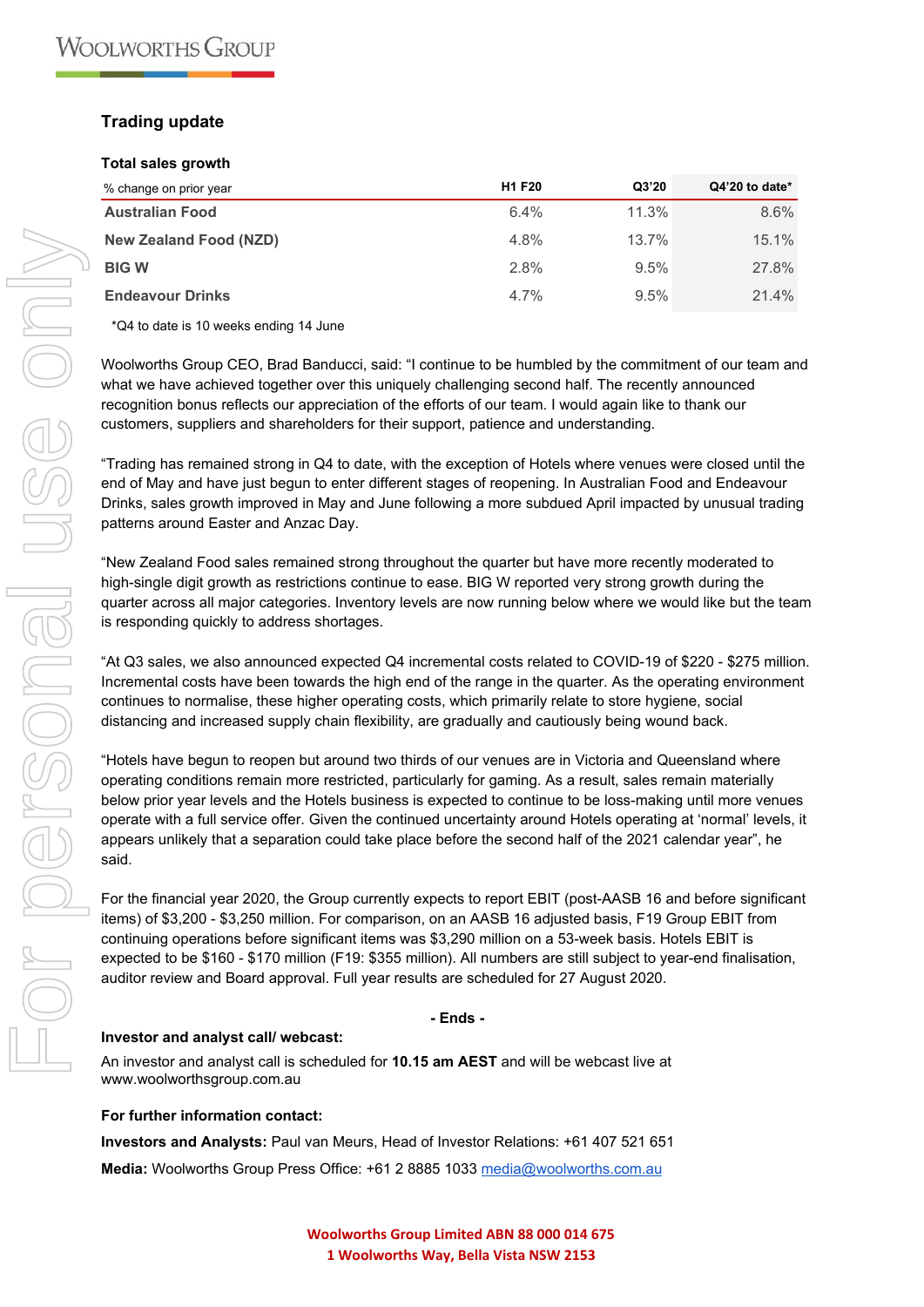## Trading update

### Total sales growth

| % change on prior year | H1 F20 | Q3'20 | Q4'20 to date* |
|---|---|---|---|
| **Australian Food** | 6.4% | 11.3% | 8.6% |
| **New Zealand Food (NZD)** | 4.8% | 13.7% | 15.1% |
| **BIG W** | 2.8% | 9.5% | 27.8% |
| **Endeavour Drinks** | 4.7% | 9.5% | 21.4% |

*Q4 to date is 10 weeks ending 14 June

Woolworths Group CEO, Brad Banducci, said: "I continue to be humbled by the commitment of our team and what we have achieved together over this uniquely challenging second half. The recently announced recognition bonus reflects our appreciation of the efforts of our team. I would again like to thank our customers, suppliers and shareholders for their support, patience and understanding.

"Trading has remained strong in Q4 to date, with the exception of Hotels where venues were closed until the end of May and have just begun to enter different stages of reopening. In Australian Food and Endeavour Drinks, sales growth improved in May and June following a more subdued April impacted by unusual trading patterns around Easter and Anzac Day.

"New Zealand Food sales remained strong throughout the quarter but have more recently moderated to high-single digit growth as restrictions continue to ease. BIG W reported very strong growth during the quarter across all major categories. Inventory levels are now running below where we would like but the team is responding quickly to address shortages.

"At Q3 sales, we also announced expected Q4 incremental costs related to COVID-19 of $220 - $275 million. Incremental costs have been towards the high end of the range in the quarter. As the operating environment continues to normalise, these higher operating costs, which primarily relate to store hygiene, social distancing and increased supply chain flexibility, are gradually and cautiously being wound back.

"Hotels have begun to reopen but around two thirds of our venues are in Victoria and Queensland where operating conditions remain more restricted, particularly for gaming. As a result, sales remain materially below prior year levels and the Hotels business is expected to continue to be loss-making until more venues operate with a full service offer. Given the continued uncertainty around Hotels operating at 'normal' levels, it appears unlikely that a separation could take place before the second half of the 2021 calendar year", he said.

For the financial year 2020, the Group currently expects to report EBIT (post-AASB 16 and before significant items) of $3,200 - $3,250 million. For comparison, on an AASB 16 adjusted basis, F19 Group EBIT from continuing operations before significant items was $3,290 million on a 53-week basis. Hotels EBIT is expected to be $160 - $170 million (F19: $355 million). All numbers are still subject to year-end finalisation, auditor review and Board approval. Full year results are scheduled for 27 August 2020.

**- Ends -**

**Investor and analyst call/ webcast:**

An investor and analyst call is scheduled for **10.15 am AEST** and will be webcast live at www.woolworthsgroup.com.au

**For further information contact:**

**Investors and Analysts:** Paul van Meurs, Head of Investor Relations: +61 407 521 651

**Media:** Woolworths Group Press Office: +61 2 8885 1033 media@woolworths.com.au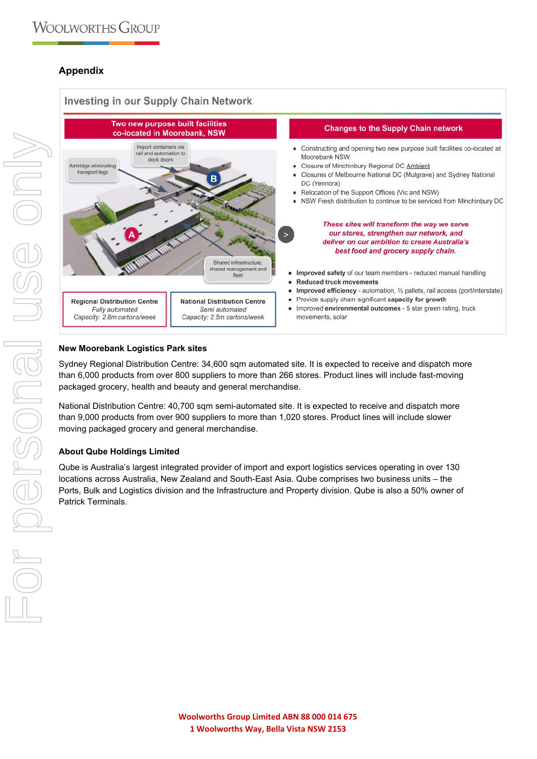## Appendix

### Investing in our Supply Chain Network

**Two new purpose built facilities co-located in Moorebank, NSW**

Import containers via rail and automation to dock doors

Airbridge eliminating transport legs

Shared infrastructure, shared management and fleet

A

B

**Regional Distribution Centre**
*Fully automated*
*Capacity: 2.8m cartons/week*

**National Distribution Centre**
*Semi automated*
*Capacity: 2.5m cartons/week*

**Changes to the Supply Chain network**

- Constructing and opening two new purpose built facilities co-located at Moorebank NSW
- Closure of Minchinbury Regional DC Ambient
- Closures of Melbourne National DC (Mulgrave) and Sydney National DC (Yennora)
- Relocation of the Support Offices (Vic and NSW)
- NSW Fresh distribution to continue to be serviced from Minchinbury DC

***These sites will transform the way we serve our stores, strengthen our network, and deliver on our ambition to create Australia's best food and grocery supply chain.***

- **Improved safety** of our team members - reduced manual handling
- **Reduced truck movements**
- **Improved efficiency** - automation, ⅔ pallets, rail access (port/interstate)
- Provide supply chain significant **capacity for growth**
- Improved **environmental outcomes** - 5 star green rating, truck movements, solar

### New Moorebank Logistics Park sites

Sydney Regional Distribution Centre: 34,600 sqm automated site. It is expected to receive and dispatch more than 6,000 products from over 800 suppliers to more than 266 stores. Product lines will include fast-moving packaged grocery, health and beauty and general merchandise.

National Distribution Centre: 40,700 sqm semi-automated site. It is expected to receive and dispatch more than 9,000 products from over 900 suppliers to more than 1,020 stores. Product lines will include slower moving packaged grocery and general merchandise.

### About Qube Holdings Limited

Qube is Australia's largest integrated provider of import and export logistics services operating in over 130 locations across Australia, New Zealand and South-East Asia. Qube comprises two business units – the Ports, Bulk and Logistics division and the Infrastructure and Property division. Qube is also a 50% owner of Patrick Terminals.

**Woolworths Group Limited ABN 88 000 014 675**
**1 Woolworths Way, Bella Vista NSW 2153**